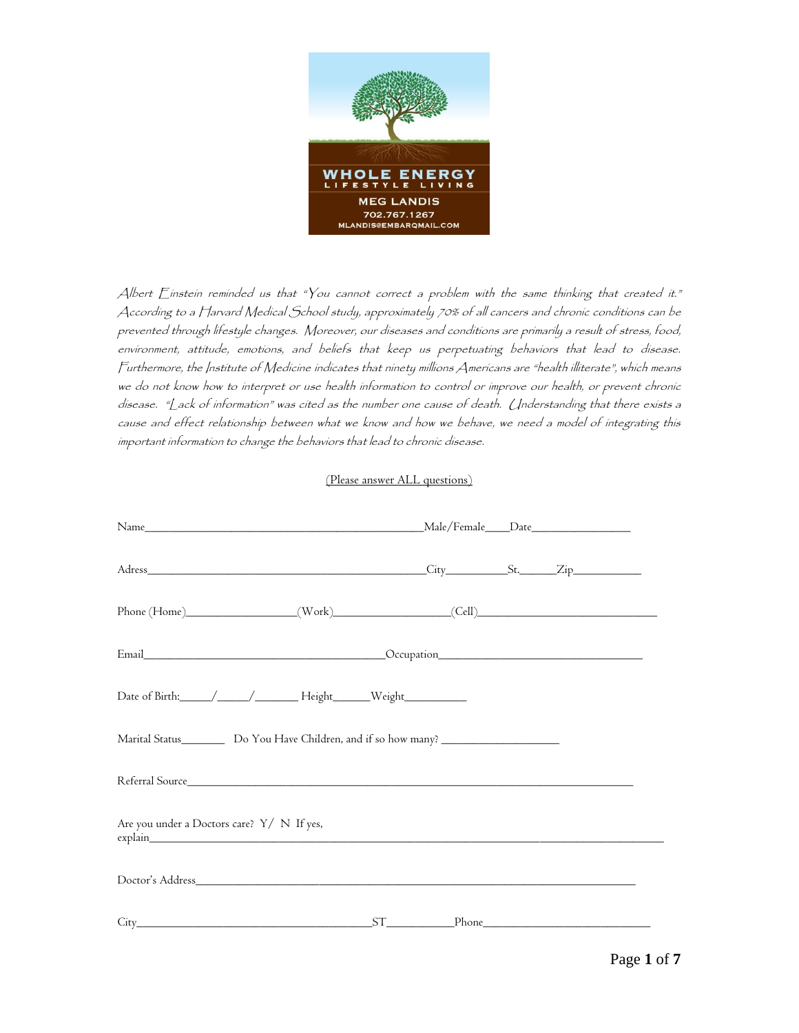WHOLE ENERGY
LIFESTYLE LIVING

MEG LANDIS
702.767.1267
MLANDIS@EMBARQMAIL.COM

*Albert Einstein reminded us that "You cannot correct a problem with the same thinking that created it." According to a Harvard Medical School study, approximately 70% of all cancers and chronic conditions can be prevented through lifestyle changes. Moreover, our diseases and conditions are primarily a result of stress, food, environment, attitude, emotions, and beliefs that keep us perpetuating behaviors that lead to disease. Furthermore, the Institute of Medicine indicates that ninety millions Americans are "health illiterate", which means we do not know how to interpret or use health information to control or improve our health, or prevent chronic disease. "Lack of information" was cited as the number one cause of death. Understanding that there exists a cause and effect relationship between what we know and how we behave, we need a model of integrating this important information to change the behaviors that lead to chronic disease.*

(Please answer ALL questions)

Name_______________________________________________Male/Female____Date________________

Adress_______________________________________________City__________St.______Zip___________

Phone (Home)__________________(Work)__________________(Cell)_____________________________

Email__________________________________________Occupation__________________________________

Date of Birth:_____/_____/_______ Height______Weight__________

Marital Status_______ Do You Have Children, and if so how many? ____________________

Referral Source_____________________________________________________________________________

Are you under a Doctors care? Y/ N If yes, explain_____________________________________________________________________________________

Doctor's Address____________________________________________________________________________

City________________________________________ST___________Phone___________________________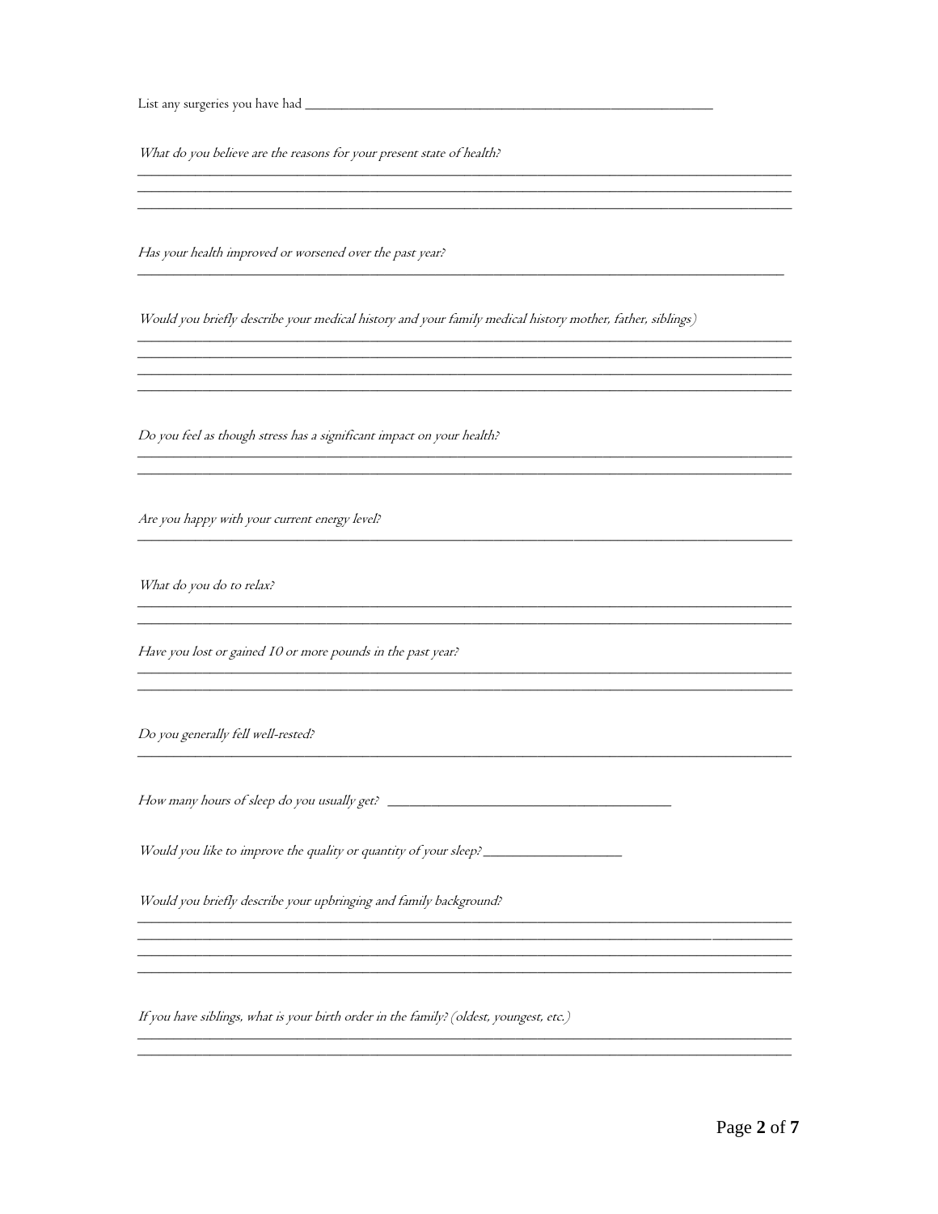List any surgeries you have had ___________________________________________________

*What do you believe are the reasons for your present state of health?*

___________________________________________________________________________

___________________________________________________________________________

___________________________________________________________________________

*Has your health improved or worsened over the past year?*

___________________________________________________________________________

*Would you briefly describe your medical history and your family medical history mother, father, siblings)*

___________________________________________________________________________

___________________________________________________________________________

___________________________________________________________________________

___________________________________________________________________________

*Do you feel as though stress has a significant impact on your health?*

___________________________________________________________________________

___________________________________________________________________________

*Are you happy with your current energy level?*

___________________________________________________________________________

*What do you do to relax?*

___________________________________________________________________________

___________________________________________________________________________

*Have you lost or gained 10 or more pounds in the past year?*

___________________________________________________________________________

___________________________________________________________________________

*Do you generally fell well-rested?*

___________________________________________________________________________

*How many hours of sleep do you usually get?* ___________________________________

*Would you like to improve the quality or quantity of your sleep?* ________________

*Would you briefly describe your upbringing and family background?*

___________________________________________________________________________

___________________________________________________________________________

___________________________________________________________________________

___________________________________________________________________________

*If you have siblings, what is your birth order in the family? (oldest, youngest, etc.)*

___________________________________________________________________________

___________________________________________________________________________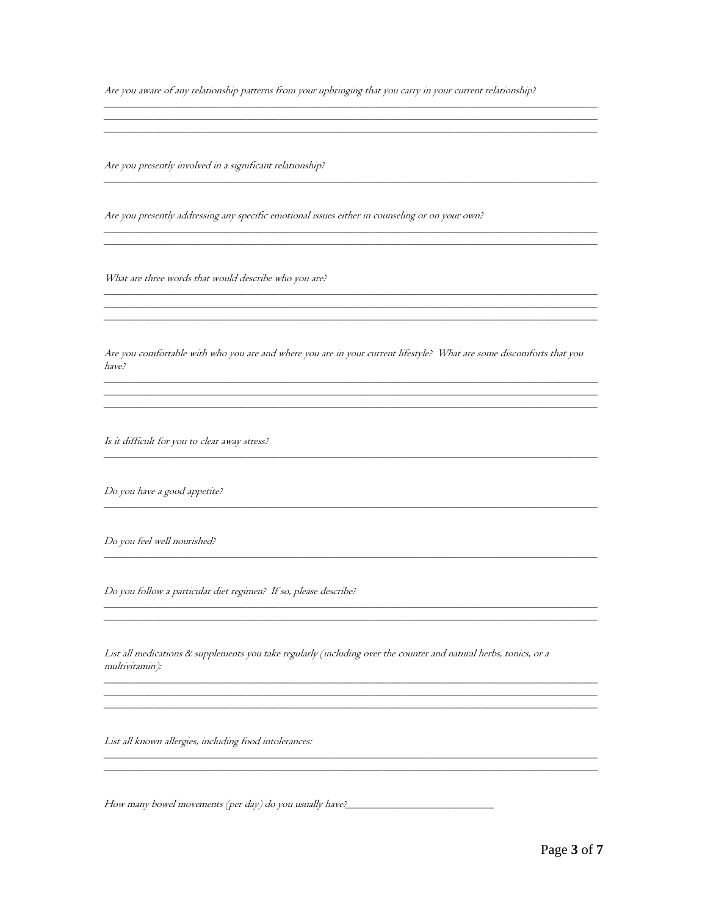*Are you aware of any relationship patterns from your upbringing that you carry in your current relationship?*

___

___

___

*Are you presently involved in a significant relationship?*

___

*Are you presently addressing any specific emotional issues either in counseling or on your own?*

___

___

*What are three words that would describe who you are?*

___

___

___

*Are you comfortable with who you are and where you are in your current lifestyle? What are some discomforts that you have?*

___

___

___

*Is it difficult for you to clear away stress?*

___

*Do you have a good appetite?*

___

*Do you feel well nourished?*

___

*Do you follow a particular diet regimen? If so, please describe?*

___

___

*List all medications & supplements you take regularly (including over the counter and natural herbs, tonics, or a multivitamin):*

___

___

___

*List all known allergies, including food intolerances:*

___

___

*How many bowel movements (per day) do you usually have?*___________________________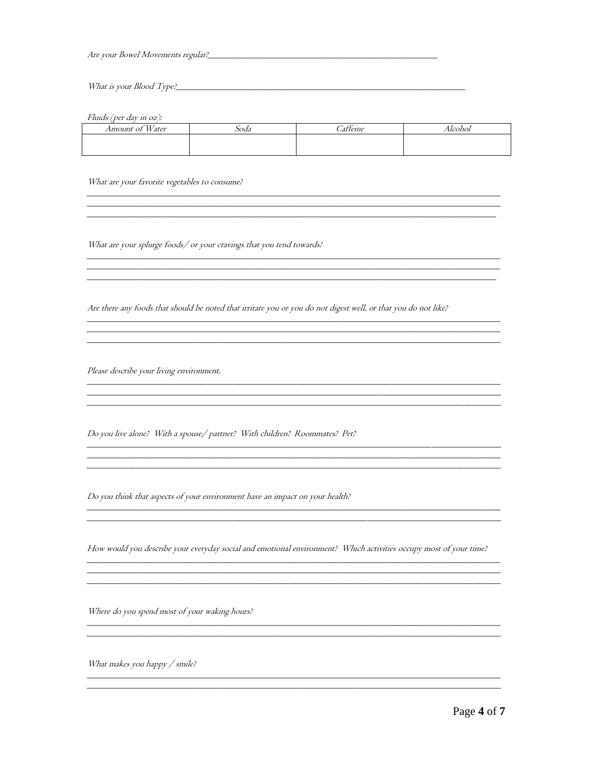*Are your Bowel Movements regular?*\_\_\_\_\_\_\_\_\_\_\_\_\_\_\_\_\_\_\_\_\_\_\_\_\_\_\_\_\_\_\_\_\_\_\_\_\_\_\_\_\_\_\_\_\_\_\_\_\_\_

*What is your Blood Type?*\_\_\_\_\_\_\_\_\_\_\_\_\_\_\_\_\_\_\_\_\_\_\_\_\_\_\_\_\_\_\_\_\_\_\_\_\_\_\_\_\_\_\_\_\_\_\_\_\_\_\_\_\_\_\_\_\_\_\_\_

*Fluids (per day in oz):*

| *Amount of Water* | *Soda* | *Caffeine* | *Alcohol* |
|---|---|---|---|
| | | | |

*What are your favorite vegetables to consume?*

\_\_\_\_\_\_\_\_\_\_\_\_\_\_\_\_\_\_\_\_\_\_\_\_\_\_\_\_\_\_\_\_\_\_\_\_\_\_\_\_\_\_\_\_\_\_\_\_\_\_\_\_\_\_\_\_\_\_\_\_\_\_\_\_\_\_\_\_\_\_\_\_\_\_\_\_\_\_
\_\_\_\_\_\_\_\_\_\_\_\_\_\_\_\_\_\_\_\_\_\_\_\_\_\_\_\_\_\_\_\_\_\_\_\_\_\_\_\_\_\_\_\_\_\_\_\_\_\_\_\_\_\_\_\_\_\_\_\_\_\_\_\_\_\_\_\_\_\_\_\_\_\_\_\_\_\_
\_\_\_\_\_\_\_\_\_\_\_\_\_\_\_\_\_\_\_\_\_\_\_\_\_\_\_\_\_\_\_\_\_\_\_\_\_\_\_\_\_\_\_\_\_\_\_\_\_\_\_\_\_\_\_\_\_\_\_\_\_\_\_\_\_\_\_\_\_\_\_\_\_\_\_\_\_

*What are your splurge foods/ or your cravings that you tend towards?*

\_\_\_\_\_\_\_\_\_\_\_\_\_\_\_\_\_\_\_\_\_\_\_\_\_\_\_\_\_\_\_\_\_\_\_\_\_\_\_\_\_\_\_\_\_\_\_\_\_\_\_\_\_\_\_\_\_\_\_\_\_\_\_\_\_\_\_\_\_\_\_\_\_\_\_\_\_\_
\_\_\_\_\_\_\_\_\_\_\_\_\_\_\_\_\_\_\_\_\_\_\_\_\_\_\_\_\_\_\_\_\_\_\_\_\_\_\_\_\_\_\_\_\_\_\_\_\_\_\_\_\_\_\_\_\_\_\_\_\_\_\_\_\_\_\_\_\_\_\_\_\_\_\_\_\_\_
\_\_\_\_\_\_\_\_\_\_\_\_\_\_\_\_\_\_\_\_\_\_\_\_\_\_\_\_\_\_\_\_\_\_\_\_\_\_\_\_\_\_\_\_\_\_\_\_\_\_\_\_\_\_\_\_\_\_\_\_\_\_\_\_\_\_\_\_\_\_\_\_\_\_\_\_\_

*Are there any foods that should be noted that irritate you or you do not digest well, or that you do not like?*

\_\_\_\_\_\_\_\_\_\_\_\_\_\_\_\_\_\_\_\_\_\_\_\_\_\_\_\_\_\_\_\_\_\_\_\_\_\_\_\_\_\_\_\_\_\_\_\_\_\_\_\_\_\_\_\_\_\_\_\_\_\_\_\_\_\_\_\_\_\_\_\_\_\_\_\_\_\_
\_\_\_\_\_\_\_\_\_\_\_\_\_\_\_\_\_\_\_\_\_\_\_\_\_\_\_\_\_\_\_\_\_\_\_\_\_\_\_\_\_\_\_\_\_\_\_\_\_\_\_\_\_\_\_\_\_\_\_\_\_\_\_\_\_\_\_\_\_\_\_\_\_\_\_\_\_\_
\_\_\_\_\_\_\_\_\_\_\_\_\_\_\_\_\_\_\_\_\_\_\_\_\_\_\_\_\_\_\_\_\_\_\_\_\_\_\_\_\_\_\_\_\_\_\_\_\_\_\_\_\_\_\_\_\_\_\_\_\_\_\_\_\_\_\_\_\_\_\_\_\_\_\_\_\_\_

*Please describe your living environment.*

\_\_\_\_\_\_\_\_\_\_\_\_\_\_\_\_\_\_\_\_\_\_\_\_\_\_\_\_\_\_\_\_\_\_\_\_\_\_\_\_\_\_\_\_\_\_\_\_\_\_\_\_\_\_\_\_\_\_\_\_\_\_\_\_\_\_\_\_\_\_\_\_\_\_\_\_\_\_
\_\_\_\_\_\_\_\_\_\_\_\_\_\_\_\_\_\_\_\_\_\_\_\_\_\_\_\_\_\_\_\_\_\_\_\_\_\_\_\_\_\_\_\_\_\_\_\_\_\_\_\_\_\_\_\_\_\_\_\_\_\_\_\_\_\_\_\_\_\_\_\_\_\_\_\_\_\_
\_\_\_\_\_\_\_\_\_\_\_\_\_\_\_\_\_\_\_\_\_\_\_\_\_\_\_\_\_\_\_\_\_\_\_\_\_\_\_\_\_\_\_\_\_\_\_\_\_\_\_\_\_\_\_\_\_\_\_\_\_\_\_\_\_\_\_\_\_\_\_\_\_\_\_\_\_\_

*Do you live alone? With a spouse/ partner? With children? Roommates? Pet?*

\_\_\_\_\_\_\_\_\_\_\_\_\_\_\_\_\_\_\_\_\_\_\_\_\_\_\_\_\_\_\_\_\_\_\_\_\_\_\_\_\_\_\_\_\_\_\_\_\_\_\_\_\_\_\_\_\_\_\_\_\_\_\_\_\_\_\_\_\_\_\_\_\_\_\_\_\_\_
\_\_\_\_\_\_\_\_\_\_\_\_\_\_\_\_\_\_\_\_\_\_\_\_\_\_\_\_\_\_\_\_\_\_\_\_\_\_\_\_\_\_\_\_\_\_\_\_\_\_\_\_\_\_\_\_\_\_\_\_\_\_\_\_\_\_\_\_\_\_\_\_\_\_\_\_\_\_
\_\_\_\_\_\_\_\_\_\_\_\_\_\_\_\_\_\_\_\_\_\_\_\_\_\_\_\_\_\_\_\_\_\_\_\_\_\_\_\_\_\_\_\_\_\_\_\_\_\_\_\_\_\_\_\_\_\_\_\_\_\_\_\_\_\_\_\_\_\_\_\_\_\_\_\_\_\_

*Do you think that aspects of your environment have an impact on your health?*

\_\_\_\_\_\_\_\_\_\_\_\_\_\_\_\_\_\_\_\_\_\_\_\_\_\_\_\_\_\_\_\_\_\_\_\_\_\_\_\_\_\_\_\_\_\_\_\_\_\_\_\_\_\_\_\_\_\_\_\_\_\_\_\_\_\_\_\_\_\_\_\_\_\_\_\_\_\_
\_\_\_\_\_\_\_\_\_\_\_\_\_\_\_\_\_\_\_\_\_\_\_\_\_\_\_\_\_\_\_\_\_\_\_\_\_\_\_\_\_\_\_\_\_\_\_\_\_\_\_\_\_\_\_\_\_\_\_\_\_\_\_\_\_\_\_\_\_\_\_\_\_\_\_\_\_\_

*How would you describe your everyday social and emotional environment? Which activities occupy most of your time?*

\_\_\_\_\_\_\_\_\_\_\_\_\_\_\_\_\_\_\_\_\_\_\_\_\_\_\_\_\_\_\_\_\_\_\_\_\_\_\_\_\_\_\_\_\_\_\_\_\_\_\_\_\_\_\_\_\_\_\_\_\_\_\_\_\_\_\_\_\_\_\_\_\_\_\_\_\_\_
\_\_\_\_\_\_\_\_\_\_\_\_\_\_\_\_\_\_\_\_\_\_\_\_\_\_\_\_\_\_\_\_\_\_\_\_\_\_\_\_\_\_\_\_\_\_\_\_\_\_\_\_\_\_\_\_\_\_\_\_\_\_\_\_\_\_\_\_\_\_\_\_\_\_\_\_\_\_
\_\_\_\_\_\_\_\_\_\_\_\_\_\_\_\_\_\_\_\_\_\_\_\_\_\_\_\_\_\_\_\_\_\_\_\_\_\_\_\_\_\_\_\_\_\_\_\_\_\_\_\_\_\_\_\_\_\_\_\_\_\_\_\_\_\_\_\_\_\_\_\_\_\_\_\_\_\_

*Where do you spend most of your waking hours?*

\_\_\_\_\_\_\_\_\_\_\_\_\_\_\_\_\_\_\_\_\_\_\_\_\_\_\_\_\_\_\_\_\_\_\_\_\_\_\_\_\_\_\_\_\_\_\_\_\_\_\_\_\_\_\_\_\_\_\_\_\_\_\_\_\_\_\_\_\_\_\_\_\_\_\_\_\_\_
\_\_\_\_\_\_\_\_\_\_\_\_\_\_\_\_\_\_\_\_\_\_\_\_\_\_\_\_\_\_\_\_\_\_\_\_\_\_\_\_\_\_\_\_\_\_\_\_\_\_\_\_\_\_\_\_\_\_\_\_\_\_\_\_\_\_\_\_\_\_\_\_\_\_\_\_\_\_

*What makes you happy / smile?*

\_\_\_\_\_\_\_\_\_\_\_\_\_\_\_\_\_\_\_\_\_\_\_\_\_\_\_\_\_\_\_\_\_\_\_\_\_\_\_\_\_\_\_\_\_\_\_\_\_\_\_\_\_\_\_\_\_\_\_\_\_\_\_\_\_\_\_\_\_\_\_\_\_\_\_\_\_\_
\_\_\_\_\_\_\_\_\_\_\_\_\_\_\_\_\_\_\_\_\_\_\_\_\_\_\_\_\_\_\_\_\_\_\_\_\_\_\_\_\_\_\_\_\_\_\_\_\_\_\_\_\_\_\_\_\_\_\_\_\_\_\_\_\_\_\_\_\_\_\_\_\_\_\_\_\_\_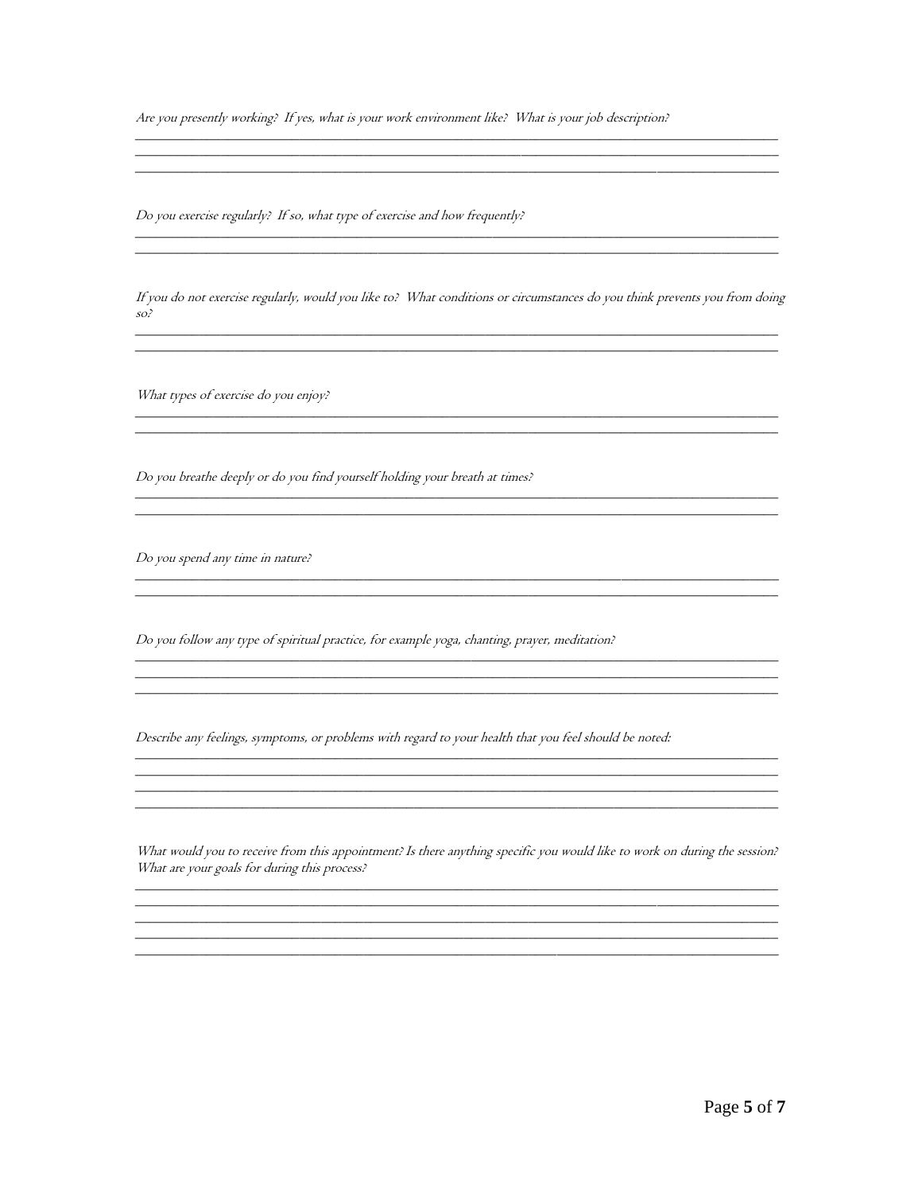*Are you presently working? If yes, what is your work environment like? What is your job description?*

\_\_\_\_\_\_\_\_\_\_\_\_\_\_\_\_\_\_\_\_\_\_\_\_\_\_\_\_\_\_\_\_\_\_\_\_\_\_\_\_\_\_\_\_\_\_\_\_\_\_\_\_\_\_\_\_\_\_\_\_\_\_\_\_\_\_\_\_\_\_\_\_\_\_\_\_\_\_\_\_\_\_\_\_\_\_\_\_\_\_\_\_
\_\_\_\_\_\_\_\_\_\_\_\_\_\_\_\_\_\_\_\_\_\_\_\_\_\_\_\_\_\_\_\_\_\_\_\_\_\_\_\_\_\_\_\_\_\_\_\_\_\_\_\_\_\_\_\_\_\_\_\_\_\_\_\_\_\_\_\_\_\_\_\_\_\_\_\_\_\_\_\_\_\_\_\_\_\_\_\_\_\_\_\_
\_\_\_\_\_\_\_\_\_\_\_\_\_\_\_\_\_\_\_\_\_\_\_\_\_\_\_\_\_\_\_\_\_\_\_\_\_\_\_\_\_\_\_\_\_\_\_\_\_\_\_\_\_\_\_\_\_\_\_\_\_\_\_\_\_\_\_\_\_\_\_\_\_\_\_\_\_\_\_\_\_\_\_\_\_\_\_\_\_\_\_\_

*Do you exercise regularly? If so, what type of exercise and how frequently?*

\_\_\_\_\_\_\_\_\_\_\_\_\_\_\_\_\_\_\_\_\_\_\_\_\_\_\_\_\_\_\_\_\_\_\_\_\_\_\_\_\_\_\_\_\_\_\_\_\_\_\_\_\_\_\_\_\_\_\_\_\_\_\_\_\_\_\_\_\_\_\_\_\_\_\_\_\_\_\_\_\_\_\_\_\_\_\_\_\_\_\_\_
\_\_\_\_\_\_\_\_\_\_\_\_\_\_\_\_\_\_\_\_\_\_\_\_\_\_\_\_\_\_\_\_\_\_\_\_\_\_\_\_\_\_\_\_\_\_\_\_\_\_\_\_\_\_\_\_\_\_\_\_\_\_\_\_\_\_\_\_\_\_\_\_\_\_\_\_\_\_\_\_\_\_\_\_\_\_\_\_\_\_\_\_

*If you do not exercise regularly, would you like to? What conditions or circumstances do you think prevents you from doing so?*

\_\_\_\_\_\_\_\_\_\_\_\_\_\_\_\_\_\_\_\_\_\_\_\_\_\_\_\_\_\_\_\_\_\_\_\_\_\_\_\_\_\_\_\_\_\_\_\_\_\_\_\_\_\_\_\_\_\_\_\_\_\_\_\_\_\_\_\_\_\_\_\_\_\_\_\_\_\_\_\_\_\_\_\_\_\_\_\_\_\_\_\_
\_\_\_\_\_\_\_\_\_\_\_\_\_\_\_\_\_\_\_\_\_\_\_\_\_\_\_\_\_\_\_\_\_\_\_\_\_\_\_\_\_\_\_\_\_\_\_\_\_\_\_\_\_\_\_\_\_\_\_\_\_\_\_\_\_\_\_\_\_\_\_\_\_\_\_\_\_\_\_\_\_\_\_\_\_\_\_\_\_\_\_\_

*What types of exercise do you enjoy?*

\_\_\_\_\_\_\_\_\_\_\_\_\_\_\_\_\_\_\_\_\_\_\_\_\_\_\_\_\_\_\_\_\_\_\_\_\_\_\_\_\_\_\_\_\_\_\_\_\_\_\_\_\_\_\_\_\_\_\_\_\_\_\_\_\_\_\_\_\_\_\_\_\_\_\_\_\_\_\_\_\_\_\_\_\_\_\_\_\_\_\_\_
\_\_\_\_\_\_\_\_\_\_\_\_\_\_\_\_\_\_\_\_\_\_\_\_\_\_\_\_\_\_\_\_\_\_\_\_\_\_\_\_\_\_\_\_\_\_\_\_\_\_\_\_\_\_\_\_\_\_\_\_\_\_\_\_\_\_\_\_\_\_\_\_\_\_\_\_\_\_\_\_\_\_\_\_\_\_\_\_\_\_\_\_

*Do you breathe deeply or do you find yourself holding your breath at times?*

\_\_\_\_\_\_\_\_\_\_\_\_\_\_\_\_\_\_\_\_\_\_\_\_\_\_\_\_\_\_\_\_\_\_\_\_\_\_\_\_\_\_\_\_\_\_\_\_\_\_\_\_\_\_\_\_\_\_\_\_\_\_\_\_\_\_\_\_\_\_\_\_\_\_\_\_\_\_\_\_\_\_\_\_\_\_\_\_\_\_\_\_
\_\_\_\_\_\_\_\_\_\_\_\_\_\_\_\_\_\_\_\_\_\_\_\_\_\_\_\_\_\_\_\_\_\_\_\_\_\_\_\_\_\_\_\_\_\_\_\_\_\_\_\_\_\_\_\_\_\_\_\_\_\_\_\_\_\_\_\_\_\_\_\_\_\_\_\_\_\_\_\_\_\_\_\_\_\_\_\_\_\_\_\_

*Do you spend any time in nature?*

\_\_\_\_\_\_\_\_\_\_\_\_\_\_\_\_\_\_\_\_\_\_\_\_\_\_\_\_\_\_\_\_\_\_\_\_\_\_\_\_\_\_\_\_\_\_\_\_\_\_\_\_\_\_\_\_\_\_\_\_\_\_\_\_\_\_\_\_\_\_\_\_\_\_\_\_\_\_\_\_\_\_\_\_\_\_\_\_\_\_\_\_
\_\_\_\_\_\_\_\_\_\_\_\_\_\_\_\_\_\_\_\_\_\_\_\_\_\_\_\_\_\_\_\_\_\_\_\_\_\_\_\_\_\_\_\_\_\_\_\_\_\_\_\_\_\_\_\_\_\_\_\_\_\_\_\_\_\_\_\_\_\_\_\_\_\_\_\_\_\_\_\_\_\_\_\_\_\_\_\_\_\_\_\_

*Do you follow any type of spiritual practice, for example yoga, chanting, prayer, meditation?*

\_\_\_\_\_\_\_\_\_\_\_\_\_\_\_\_\_\_\_\_\_\_\_\_\_\_\_\_\_\_\_\_\_\_\_\_\_\_\_\_\_\_\_\_\_\_\_\_\_\_\_\_\_\_\_\_\_\_\_\_\_\_\_\_\_\_\_\_\_\_\_\_\_\_\_\_\_\_\_\_\_\_\_\_\_\_\_\_\_\_\_\_
\_\_\_\_\_\_\_\_\_\_\_\_\_\_\_\_\_\_\_\_\_\_\_\_\_\_\_\_\_\_\_\_\_\_\_\_\_\_\_\_\_\_\_\_\_\_\_\_\_\_\_\_\_\_\_\_\_\_\_\_\_\_\_\_\_\_\_\_\_\_\_\_\_\_\_\_\_\_\_\_\_\_\_\_\_\_\_\_\_\_\_\_
\_\_\_\_\_\_\_\_\_\_\_\_\_\_\_\_\_\_\_\_\_\_\_\_\_\_\_\_\_\_\_\_\_\_\_\_\_\_\_\_\_\_\_\_\_\_\_\_\_\_\_\_\_\_\_\_\_\_\_\_\_\_\_\_\_\_\_\_\_\_\_\_\_\_\_\_\_\_\_\_\_\_\_\_\_\_\_\_\_\_\_\_

*Describe any feelings, symptoms, or problems with regard to your health that you feel should be noted:*

\_\_\_\_\_\_\_\_\_\_\_\_\_\_\_\_\_\_\_\_\_\_\_\_\_\_\_\_\_\_\_\_\_\_\_\_\_\_\_\_\_\_\_\_\_\_\_\_\_\_\_\_\_\_\_\_\_\_\_\_\_\_\_\_\_\_\_\_\_\_\_\_\_\_\_\_\_\_\_\_\_\_\_\_\_\_\_\_\_\_\_\_
\_\_\_\_\_\_\_\_\_\_\_\_\_\_\_\_\_\_\_\_\_\_\_\_\_\_\_\_\_\_\_\_\_\_\_\_\_\_\_\_\_\_\_\_\_\_\_\_\_\_\_\_\_\_\_\_\_\_\_\_\_\_\_\_\_\_\_\_\_\_\_\_\_\_\_\_\_\_\_\_\_\_\_\_\_\_\_\_\_\_\_\_
\_\_\_\_\_\_\_\_\_\_\_\_\_\_\_\_\_\_\_\_\_\_\_\_\_\_\_\_\_\_\_\_\_\_\_\_\_\_\_\_\_\_\_\_\_\_\_\_\_\_\_\_\_\_\_\_\_\_\_\_\_\_\_\_\_\_\_\_\_\_\_\_\_\_\_\_\_\_\_\_\_\_\_\_\_\_\_\_\_\_\_\_
\_\_\_\_\_\_\_\_\_\_\_\_\_\_\_\_\_\_\_\_\_\_\_\_\_\_\_\_\_\_\_\_\_\_\_\_\_\_\_\_\_\_\_\_\_\_\_\_\_\_\_\_\_\_\_\_\_\_\_\_\_\_\_\_\_\_\_\_\_\_\_\_\_\_\_\_\_\_\_\_\_\_\_\_\_\_\_\_\_\_\_\_

*What would you to receive from this appointment? Is there anything specific you would like to work on during the session? What are your goals for during this process?*

\_\_\_\_\_\_\_\_\_\_\_\_\_\_\_\_\_\_\_\_\_\_\_\_\_\_\_\_\_\_\_\_\_\_\_\_\_\_\_\_\_\_\_\_\_\_\_\_\_\_\_\_\_\_\_\_\_\_\_\_\_\_\_\_\_\_\_\_\_\_\_\_\_\_\_\_\_\_\_\_\_\_\_\_\_\_\_\_\_\_\_\_
\_\_\_\_\_\_\_\_\_\_\_\_\_\_\_\_\_\_\_\_\_\_\_\_\_\_\_\_\_\_\_\_\_\_\_\_\_\_\_\_\_\_\_\_\_\_\_\_\_\_\_\_\_\_\_\_\_\_\_\_\_\_\_\_\_\_\_\_\_\_\_\_\_\_\_\_\_\_\_\_\_\_\_\_\_\_\_\_\_\_\_\_
\_\_\_\_\_\_\_\_\_\_\_\_\_\_\_\_\_\_\_\_\_\_\_\_\_\_\_\_\_\_\_\_\_\_\_\_\_\_\_\_\_\_\_\_\_\_\_\_\_\_\_\_\_\_\_\_\_\_\_\_\_\_\_\_\_\_\_\_\_\_\_\_\_\_\_\_\_\_\_\_\_\_\_\_\_\_\_\_\_\_\_\_
\_\_\_\_\_\_\_\_\_\_\_\_\_\_\_\_\_\_\_\_\_\_\_\_\_\_\_\_\_\_\_\_\_\_\_\_\_\_\_\_\_\_\_\_\_\_\_\_\_\_\_\_\_\_\_\_\_\_\_\_\_\_\_\_\_\_\_\_\_\_\_\_\_\_\_\_\_\_\_\_\_\_\_\_\_\_\_\_\_\_\_\_
\_\_\_\_\_\_\_\_\_\_\_\_\_\_\_\_\_\_\_\_\_\_\_\_\_\_\_\_\_\_\_\_\_\_\_\_\_\_\_\_\_\_\_\_\_\_\_\_\_\_\_\_\_\_\_\_\_\_\_\_\_\_\_\_\_\_\_\_\_\_\_\_\_\_\_\_\_\_\_\_\_\_\_\_\_\_\_\_\_\_\_\_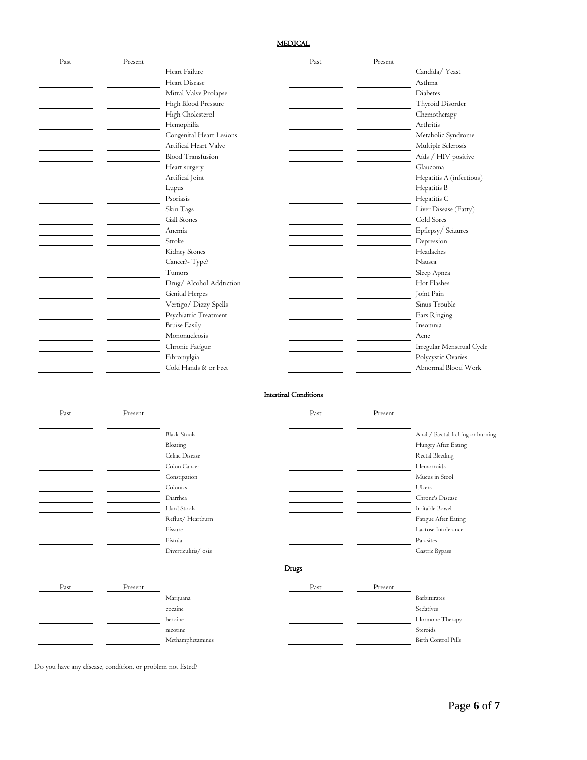## MEDICAL

| Past | Present | | Past | Present | |
|---|---|---|---|---|---|
| | | Heart Failure | | | Candida/ Yeast |
| | | Heart Disease | | | Asthma |
| | | Mitral Valve Prolapse | | | Diabetes |
| | | High Blood Pressure | | | Thyroid Disorder |
| | | High Cholesterol | | | Chemotherapy |
| | | Hemophilia | | | Arthritis |
| | | Congenital Heart Lesions | | | Metabolic Syndrome |
| | | Artifical Heart Valve | | | Multiple Sclerosis |
| | | Blood Transfusion | | | Aids / HIV positive |
| | | Heart surgery | | | Glaucoma |
| | | Artifical Joint | | | Hepatitis A (infectious) |
| | | Lupus | | | Hepatitis B |
| | | Psoriasis | | | Hepatitis C |
| | | Skin Tags | | | Liver Disease (Fatty) |
| | | Gall Stones | | | Cold Sores |
| | | Anemia | | | Epilepsy/ Seizures |
| | | Stroke | | | Depression |
| | | Kidney Stones | | | Headaches |
| | | Cancer?- Type? | | | Nausea |
| | | Tumors | | | Sleep Apnea |
| | | Drug/ Alcohol Addtiction | | | Hot Flashes |
| | | Genital Herpes | | | Joint Pain |
| | | Vertigo/ Dizzy Spells | | | Sinus Trouble |
| | | Psychiatric Treatment | | | Ears Ringing |
| | | Bruise Easily | | | Insomnia |
| | | Mononucleosis | | | Acne |
| | | Chronic Fatigue | | | Irregular Menstrual Cycle |
| | | Fibromylgia | | | Polycystic Ovaries |
| | | Cold Hands & or Feet | | | Abnormal Blood Work |

## Intestinal Conditions

| Past | Present | | Past | Present | |
|---|---|---|---|---|---|
| | | Black Stools | | | Anal / Rectal Itching or burning |
| | | Bloating | | | Hungry After Eating |
| | | Celiac Disease | | | Rectal Bleeding |
| | | Colon Cancer | | | Hemorroids |
| | | Constipation | | | Mucus in Stool |
| | | Colonics | | | Ulcers |
| | | Diarrhea | | | Chrone's Disease |
| | | Hard Stools | | | Irritable Bowel |
| | | Reflux/ Heartburn | | | Fatigue After Eating |
| | | Fissure | | | Lactose Intolerance |
| | | Fistula | | | Parasites |
| | | Diverticulitis/ osis | | | Gastric Bypass |

## Drugs

| Past | Present | | Past | Present | |
|---|---|---|---|---|---|
| | | Marijuana | | | Barbiturates |
| | | cocaine | | | Sedatives |
| | | heroine | | | Hormone Therapy |
| | | nicotine | | | Steroids |
| | | Methamphetamines | | | Birth Control Pills |

Do you have any disease, condition, or problem not listed?

\_\_\_\_\_\_\_\_\_\_\_\_\_\_\_\_\_\_\_\_\_\_\_\_\_\_\_\_\_\_\_\_\_\_\_\_\_\_\_\_\_\_\_\_\_\_\_\_\_\_\_\_\_\_\_\_\_\_\_\_\_\_\_\_\_\_\_\_\_\_\_\_\_\_\_\_\_\_

\_\_\_\_\_\_\_\_\_\_\_\_\_\_\_\_\_\_\_\_\_\_\_\_\_\_\_\_\_\_\_\_\_\_\_\_\_\_\_\_\_\_\_\_\_\_\_\_\_\_\_\_\_\_\_\_\_\_\_\_\_\_\_\_\_\_\_\_\_\_\_\_\_\_\_\_\_\_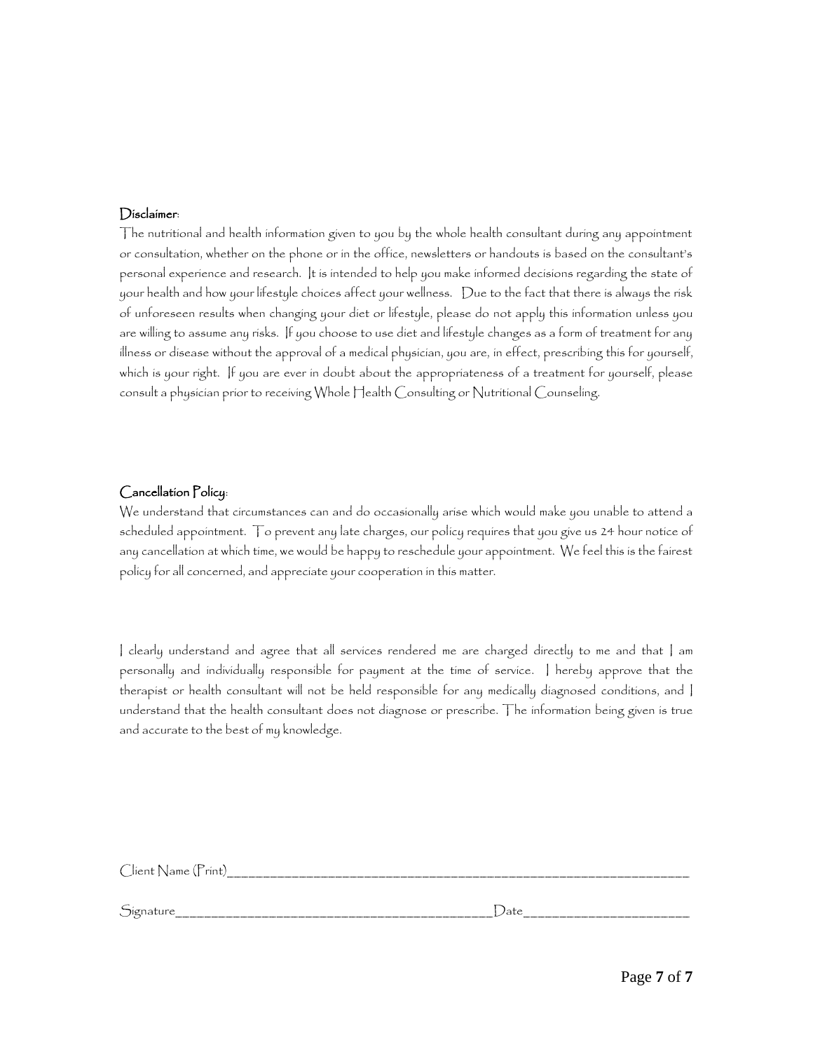**Disclaimer:**

The nutritional and health information given to you by the whole health consultant during any appointment or consultation, whether on the phone or in the office, newsletters or handouts is based on the consultant's personal experience and research. It is intended to help you make informed decisions regarding the state of your health and how your lifestyle choices affect your wellness. Due to the fact that there is always the risk of unforeseen results when changing your diet or lifestyle, please do not apply this information unless you are willing to assume any risks. If you choose to use diet and lifestyle changes as a form of treatment for any illness or disease without the approval of a medical physician, you are, in effect, prescribing this for yourself, which is your right. If you are ever in doubt about the appropriateness of a treatment for yourself, please consult a physician prior to receiving Whole Health Consulting or Nutritional Counseling.

**Cancellation Policy:**

We understand that circumstances can and do occasionally arise which would make you unable to attend a scheduled appointment. To prevent any late charges, our policy requires that you give us 24 hour notice of any cancellation at which time, we would be happy to reschedule your appointment. We feel this is the fairest policy for all concerned, and appreciate your cooperation in this matter.

I clearly understand and agree that all services rendered me are charged directly to me and that I am personally and individually responsible for payment at the time of service. I hereby approve that the therapist or health consultant will not be held responsible for any medically diagnosed conditions, and I understand that the health consultant does not diagnose or prescribe. The information being given is true and accurate to the best of my knowledge.

Client Name (Print)_______________________________________________________________

Signature__________________________________________Date_____________________